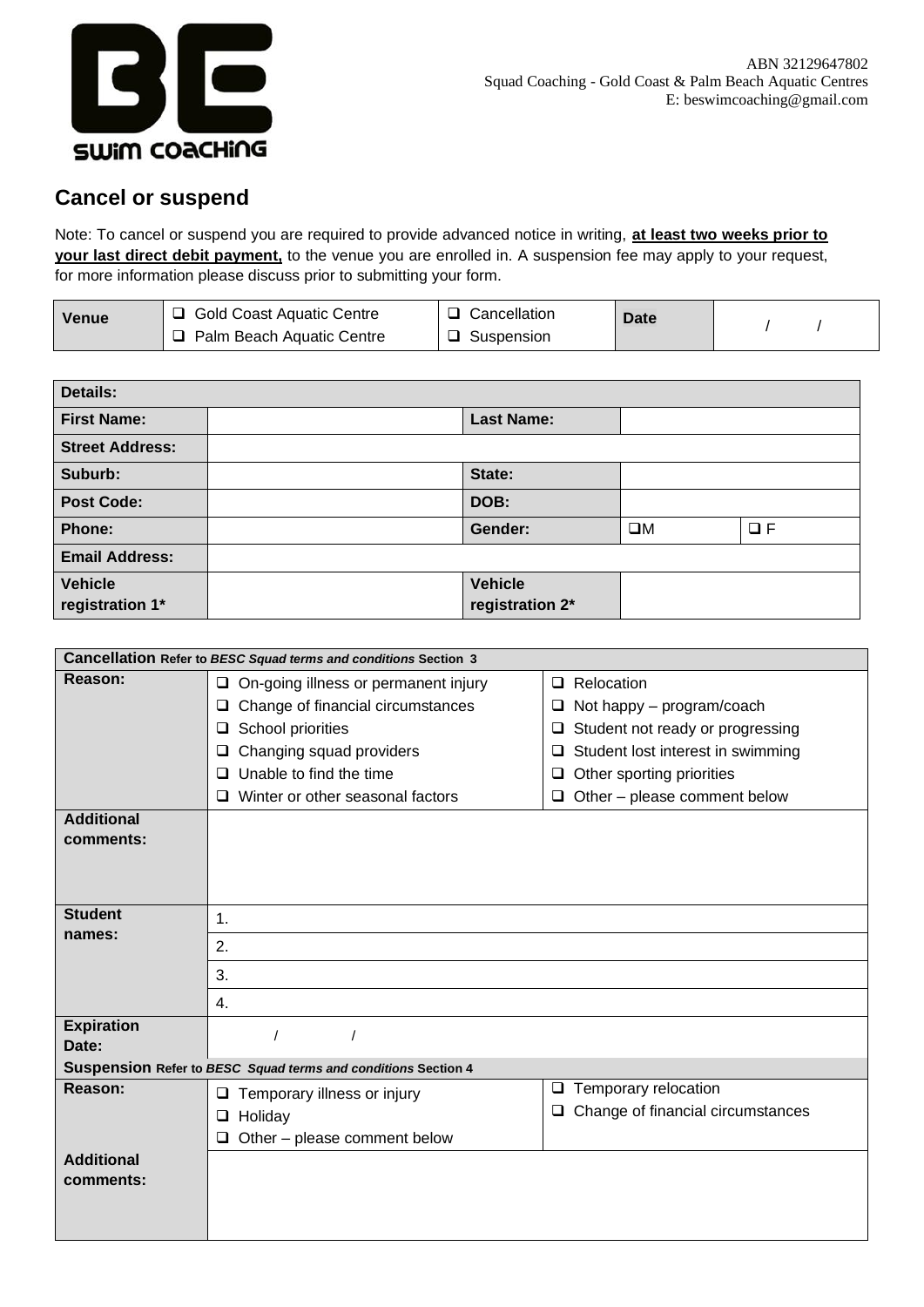BE swim coaching

ABN 32129647802
Squad Coaching - Gold Coast & Palm Beach Aquatic Centres
E: beswimcoaching@gmail.com

## Cancel or suspend

Note: To cancel or suspend you are required to provide advanced notice in writing, **at least two weeks prior to your last direct debit payment,** to the venue you are enrolled in. A suspension fee may apply to your request, for more information please discuss prior to submitting your form.

| **Venue** | ❑ Gold Coast Aquatic Centre<br>❑ Palm Beach Aquatic Centre | ❑ Cancellation<br>❑ Suspension | **Date** | / / |
|---|---|---|---|---|

| **Details:** | | | | |
|---|---|---|---|---|
| **First Name:** | | **Last Name:** | | |
| **Street Address:** | | | | |
| **Suburb:** | | **State:** | | |
| **Post Code:** | | **DOB:** | | |
| **Phone:** | | **Gender:** | ❑M | ❑ F |
| **Email Address:** | | | | |
| **Vehicle registration 1*** | | **Vehicle registration 2*** | | |

| **Cancellation** Refer to ***BESC Squad terms and conditions*** Section 3 | | |
|---|---|---|
| **Reason:** | ❑ On-going illness or permanent injury<br>❑ Change of financial circumstances<br>❑ School priorities<br>❑ Changing squad providers<br>❑ Unable to find the time<br>❑ Winter or other seasonal factors | ❑ Relocation<br>❑ Not happy – program/coach<br>❑ Student not ready or progressing<br>❑ Student lost interest in swimming<br>❑ Other sporting priorities<br>❑ Other – please comment below |
| **Additional comments:** | | |
| **Student names:** | 1. | |
| | 2. | |
| | 3. | |
| | 4. | |
| **Expiration Date:** | / / | |
| **Suspension** Refer to ***BESC Squad terms and conditions*** Section 4 | | |
| **Reason:** | ❑ Temporary illness or injury<br>❑ Holiday<br>❑ Other – please comment below | ❑ Temporary relocation<br>❑ Change of financial circumstances |
| **Additional comments:** | | |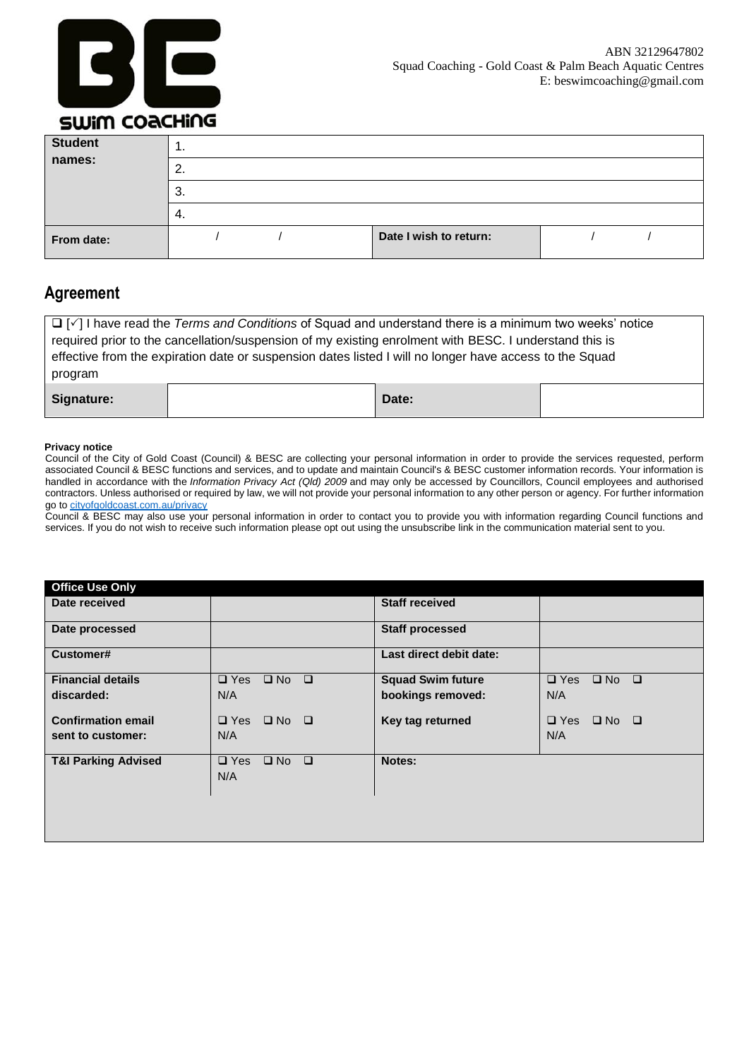ABN 32129647802
Squad Coaching - Gold Coast & Palm Beach Aquatic Centres
E: beswimcoaching@gmail.com

| | | | |
|---|---|---|---|
| **Student names:** | 1. | | |
| | 2. | | |
| | 3. | | |
| | 4. | | |
| **From date:** | / / | **Date I wish to return:** | / / |

## Agreement

❑ [✓] I have read the *Terms and Conditions* of Squad and understand there is a minimum two weeks' notice required prior to the cancellation/suspension of my existing enrolment with BESC. I understand this is effective from the expiration date or suspension dates listed I will no longer have access to the Squad program

| | | | |
|---|---|---|---|
| **Signature:** | | **Date:** | |

**Privacy notice**

Council of the City of Gold Coast (Council) & BESC are collecting your personal information in order to provide the services requested, perform associated Council & BESC functions and services, and to update and maintain Council's & BESC customer information records. Your information is handled in accordance with the *Information Privacy Act (Qld) 2009* and may only be accessed by Councillors, Council employees and authorised contractors. Unless authorised or required by law, we will not provide your personal information to any other person or agency. For further information go to cityofgoldcoast.com.au/privacy

Council & BESC may also use your personal information in order to contact you to provide you with information regarding Council functions and services. If you do not wish to receive such information please opt out using the unsubscribe link in the communication material sent to you.

| **Office Use Only** | | | |
|---|---|---|---|
| **Date received** | | **Staff received** | |
| **Date processed** | | **Staff processed** | |
| **Customer#** | | **Last direct debit date:** | |
| **Financial details discarded:** | ❑ Yes ❑ No ❑ N/A | **Squad Swim future bookings removed:** | ❑ Yes ❑ No ❑ N/A |
| **Confirmation email sent to customer:** | ❑ Yes ❑ No ❑ N/A | **Key tag returned** | ❑ Yes ❑ No ❑ N/A |
| **T&I Parking Advised** | ❑ Yes ❑ No ❑ N/A | **Notes:** | |